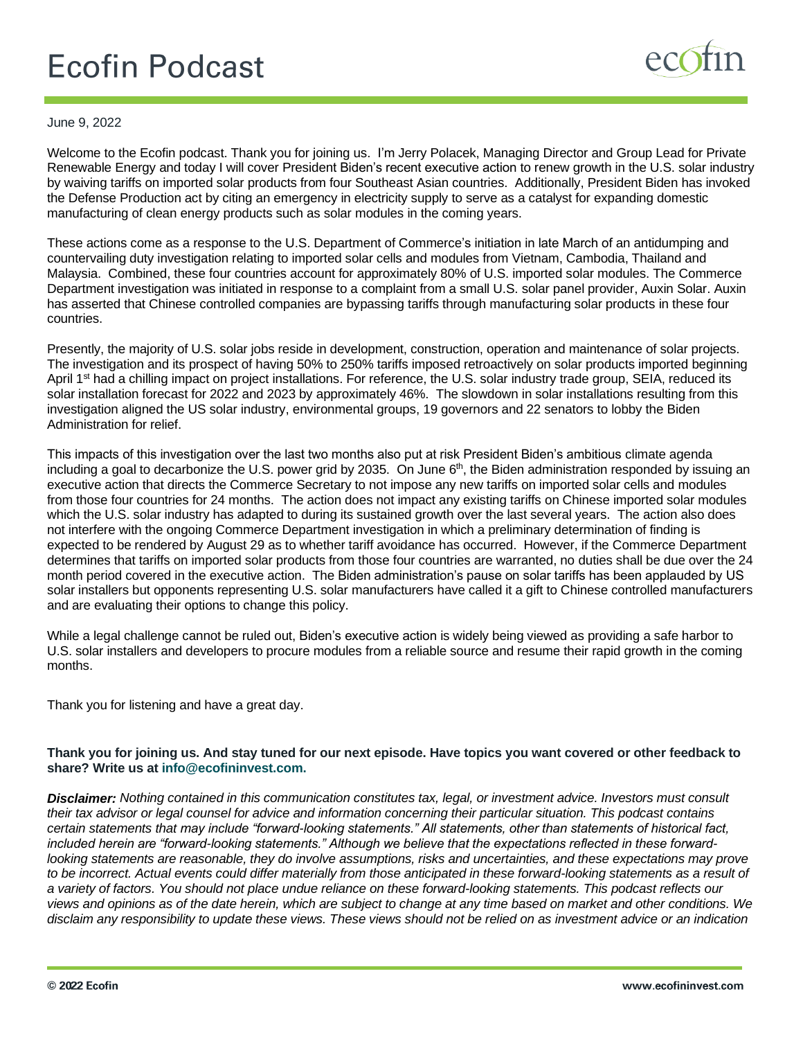# Ecofin Podcast

June 9, 2022

Welcome to the Ecofin podcast. Thank you for joining us. I'm Jerry Polacek, Managing Director and Group Lead for Private Renewable Energy and today I will cover President Biden's recent executive action to renew growth in the U.S. solar industry by waiving tariffs on imported solar products from four Southeast Asian countries. Additionally, President Biden has invoked the Defense Production act by citing an emergency in electricity supply to serve as a catalyst for expanding domestic manufacturing of clean energy products such as solar modules in the coming years.

These actions come as a response to the U.S. Department of Commerce's initiation in late March of an antidumping and countervailing duty investigation relating to imported solar cells and modules from Vietnam, Cambodia, Thailand and Malaysia. Combined, these four countries account for approximately 80% of U.S. imported solar modules. The Commerce Department investigation was initiated in response to a complaint from a small U.S. solar panel provider, Auxin Solar. Auxin has asserted that Chinese controlled companies are bypassing tariffs through manufacturing solar products in these four countries.

Presently, the majority of U.S. solar jobs reside in development, construction, operation and maintenance of solar projects. The investigation and its prospect of having 50% to 250% tariffs imposed retroactively on solar products imported beginning April 1st had a chilling impact on project installations. For reference, the U.S. solar industry trade group, SEIA, reduced its solar installation forecast for 2022 and 2023 by approximately 46%. The slowdown in solar installations resulting from this investigation aligned the US solar industry, environmental groups, 19 governors and 22 senators to lobby the Biden Administration for relief.

This impacts of this investigation over the last two months also put at risk President Biden's ambitious climate agenda including a goal to decarbonize the U.S. power grid by 2035. On June 6th, the Biden administration responded by issuing an executive action that directs the Commerce Secretary to not impose any new tariffs on imported solar cells and modules from those four countries for 24 months. The action does not impact any existing tariffs on Chinese imported solar modules which the U.S. solar industry has adapted to during its sustained growth over the last several years. The action also does not interfere with the ongoing Commerce Department investigation in which a preliminary determination of finding is expected to be rendered by August 29 as to whether tariff avoidance has occurred. However, if the Commerce Department determines that tariffs on imported solar products from those four countries are warranted, no duties shall be due over the 24 month period covered in the executive action. The Biden administration's pause on solar tariffs has been applauded by US solar installers but opponents representing U.S. solar manufacturers have called it a gift to Chinese controlled manufacturers and are evaluating their options to change this policy.

While a legal challenge cannot be ruled out, Biden's executive action is widely being viewed as providing a safe harbor to U.S. solar installers and developers to procure modules from a reliable source and resume their rapid growth in the coming months.

Thank you for listening and have a great day.

**Thank you for joining us. And stay tuned for our next episode. Have topics you want covered or other feedback to share? Write us at info@ecofininvest.com.**

***Disclaimer:*** *Nothing contained in this communication constitutes tax, legal, or investment advice. Investors must consult their tax advisor or legal counsel for advice and information concerning their particular situation. This podcast contains certain statements that may include "forward-looking statements." All statements, other than statements of historical fact, included herein are "forward-looking statements." Although we believe that the expectations reflected in these forward-looking statements are reasonable, they do involve assumptions, risks and uncertainties, and these expectations may prove to be incorrect. Actual events could differ materially from those anticipated in these forward-looking statements as a result of a variety of factors. You should not place undue reliance on these forward-looking statements. This podcast reflects our views and opinions as of the date herein, which are subject to change at any time based on market and other conditions. We disclaim any responsibility to update these views. These views should not be relied on as investment advice or an indication*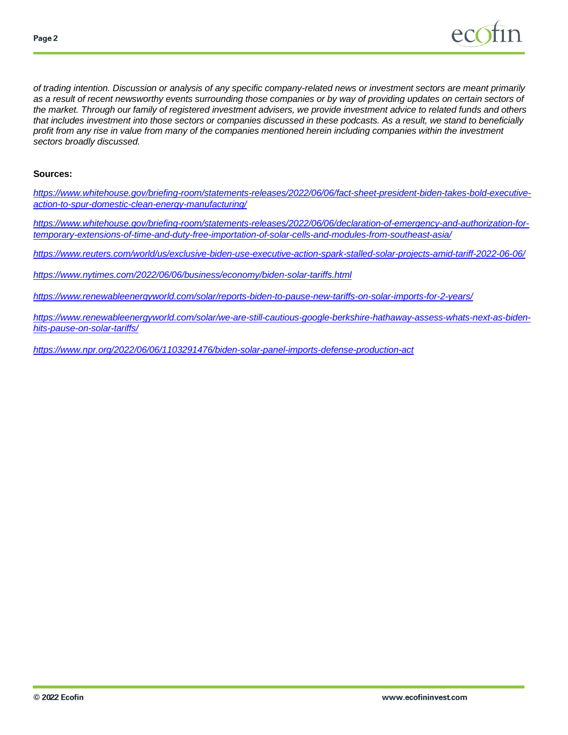*of trading intention. Discussion or analysis of any specific company-related news or investment sectors are meant primarily as a result of recent newsworthy events surrounding those companies or by way of providing updates on certain sectors of the market. Through our family of registered investment advisers, we provide investment advice to related funds and others that includes investment into those sectors or companies discussed in these podcasts. As a result, we stand to beneficially profit from any rise in value from many of the companies mentioned herein including companies within the investment sectors broadly discussed.*

**Sources:**

*https://www.whitehouse.gov/briefing-room/statements-releases/2022/06/06/fact-sheet-president-biden-takes-bold-executive-action-to-spur-domestic-clean-energy-manufacturing/*

*https://www.whitehouse.gov/briefing-room/statements-releases/2022/06/06/declaration-of-emergency-and-authorization-for-temporary-extensions-of-time-and-duty-free-importation-of-solar-cells-and-modules-from-southeast-asia/*

*https://www.reuters.com/world/us/exclusive-biden-use-executive-action-spark-stalled-solar-projects-amid-tariff-2022-06-06/*

*https://www.nytimes.com/2022/06/06/business/economy/biden-solar-tariffs.html*

*https://www.renewableenergyworld.com/solar/reports-biden-to-pause-new-tariffs-on-solar-imports-for-2-years/*

*https://www.renewableenergyworld.com/solar/we-are-still-cautious-google-berkshire-hathaway-assess-whats-next-as-biden-hits-pause-on-solar-tariffs/*

*https://www.npr.org/2022/06/06/1103291476/biden-solar-panel-imports-defense-production-act*